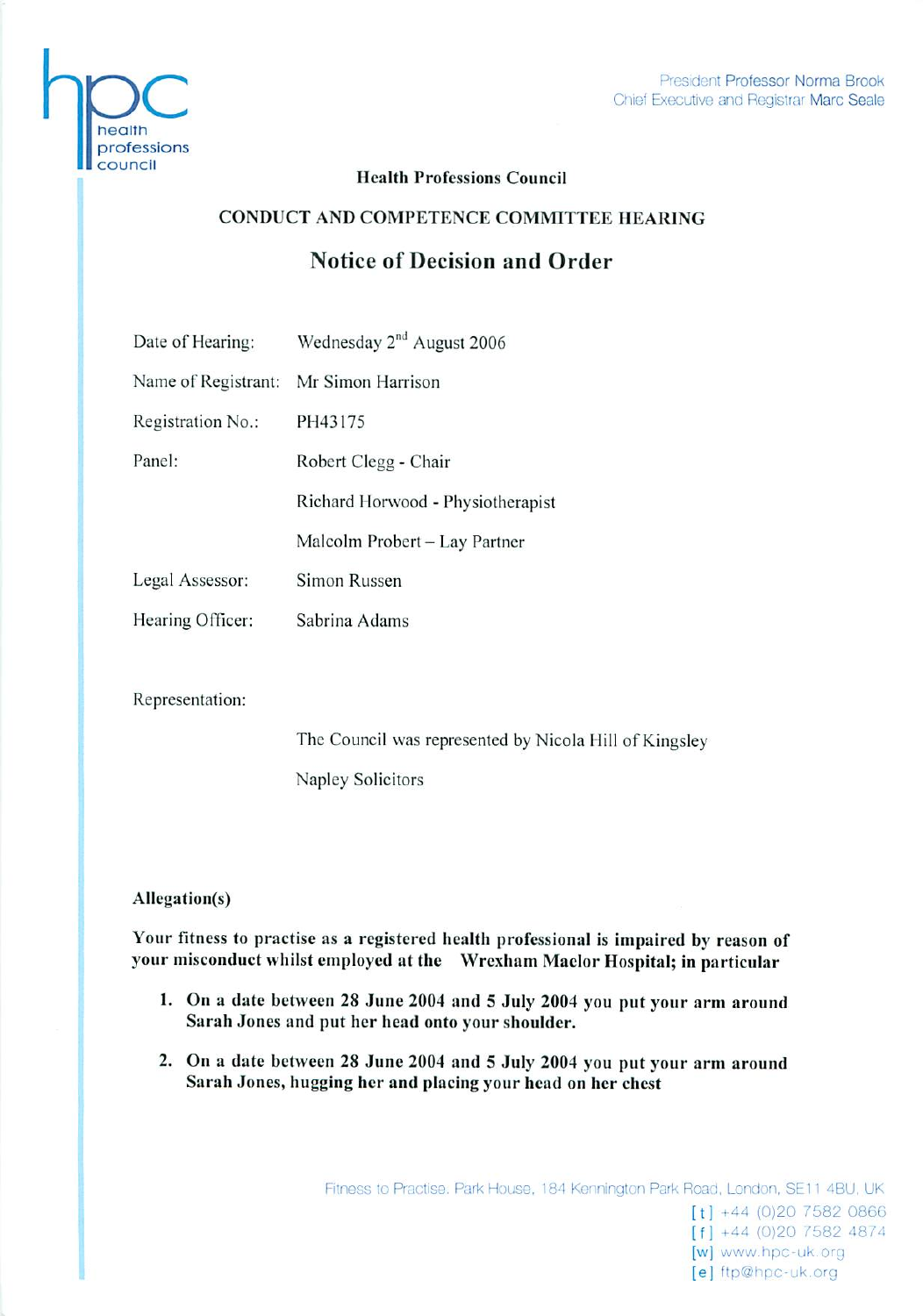hpc health professions council

President Professor Norma Brook
Chief Executive and Registrar Marc Seale

**Health Professions Council**

## CONDUCT AND COMPETENCE COMMITTEE HEARING

# Notice of Decision and Order

| | |
|---|---|
| Date of Hearing: | Wednesday 2nd August 2006 |
| Name of Registrant: | Mr Simon Harrison |
| Registration No.: | PH43175 |
| Panel: | Robert Clegg - Chair |
| | Richard Horwood - Physiotherapist |
| | Malcolm Probert – Lay Partner |
| Legal Assessor: | Simon Russen |
| Hearing Officer: | Sabrina Adams |

Representation:

The Council was represented by Nicola Hill of Kingsley Napley Solicitors

**Allegation(s)**

**Your fitness to practise as a registered health professional is impaired by reason of your misconduct whilst employed at the Wrexham Maelor Hospital; in particular**

1. **On a date between 28 June 2004 and 5 July 2004 you put your arm around Sarah Jones and put her head onto your shoulder.**
2. **On a date between 28 June 2004 and 5 July 2004 you put your arm around Sarah Jones, hugging her and placing your head on her chest**

Fitness to Practise, Park House, 184 Kennington Park Road, London, SE11 4BU, UK
[t] +44 (0)20 7582 0866
[f] +44 (0)20 7582 4874
[w] www.hpc-uk.org
[e] ftp@hpc-uk.org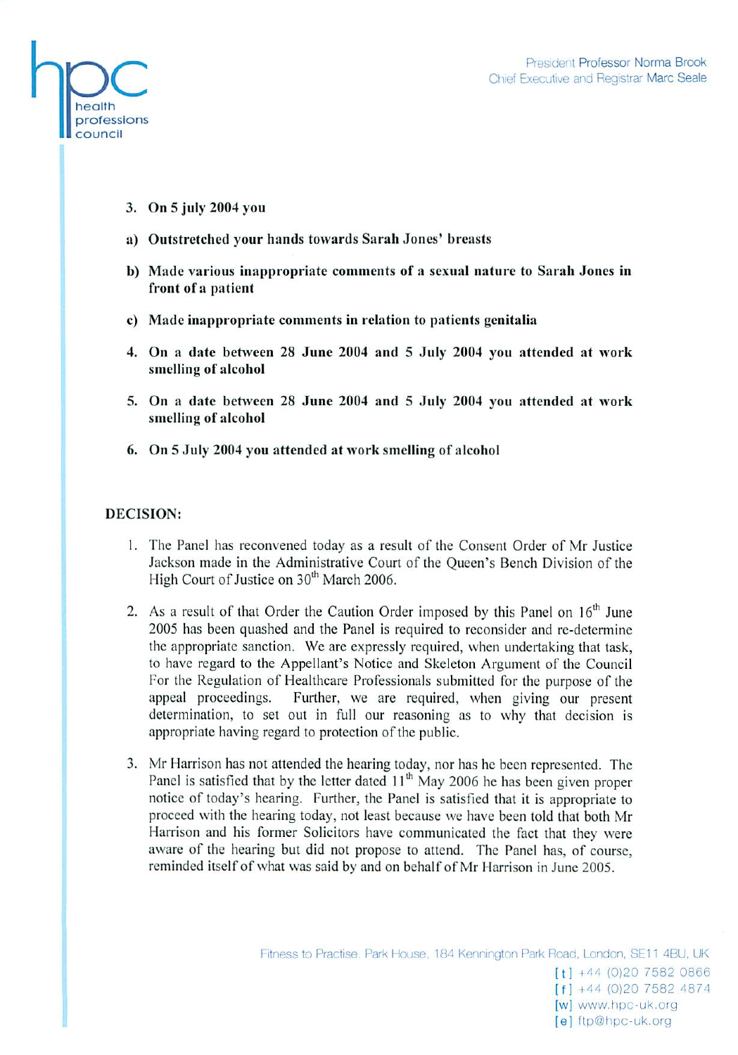3. **On 5 july 2004 you**

a) **Outstretched your hands towards Sarah Jones' breasts**

b) **Made various inappropriate comments of a sexual nature to Sarah Jones in front of a patient**

c) **Made inappropriate comments in relation to patients genitalia**

4. **On a date between 28 June 2004 and 5 July 2004 you attended at work smelling of alcohol**

5. **On a date between 28 June 2004 and 5 July 2004 you attended at work smelling of alcohol**

6. **On 5 July 2004 you attended at work smelling of alcohol**

## DECISION:

1. The Panel has reconvened today as a result of the Consent Order of Mr Justice Jackson made in the Administrative Court of the Queen's Bench Division of the High Court of Justice on 30th March 2006.

2. As a result of that Order the Caution Order imposed by this Panel on 16th June 2005 has been quashed and the Panel is required to reconsider and re-determine the appropriate sanction. We are expressly required, when undertaking that task, to have regard to the Appellant's Notice and Skeleton Argument of the Council For the Regulation of Healthcare Professionals submitted for the purpose of the appeal proceedings. Further, we are required, when giving our present determination, to set out in full our reasoning as to why that decision is appropriate having regard to protection of the public.

3. Mr Harrison has not attended the hearing today, nor has he been represented. The Panel is satisfied that by the letter dated 11th May 2006 he has been given proper notice of today's hearing. Further, the Panel is satisfied that it is appropriate to proceed with the hearing today, not least because we have been told that both Mr Harrison and his former Solicitors have communicated the fact that they were aware of the hearing but did not propose to attend. The Panel has, of course, reminded itself of what was said by and on behalf of Mr Harrison in June 2005.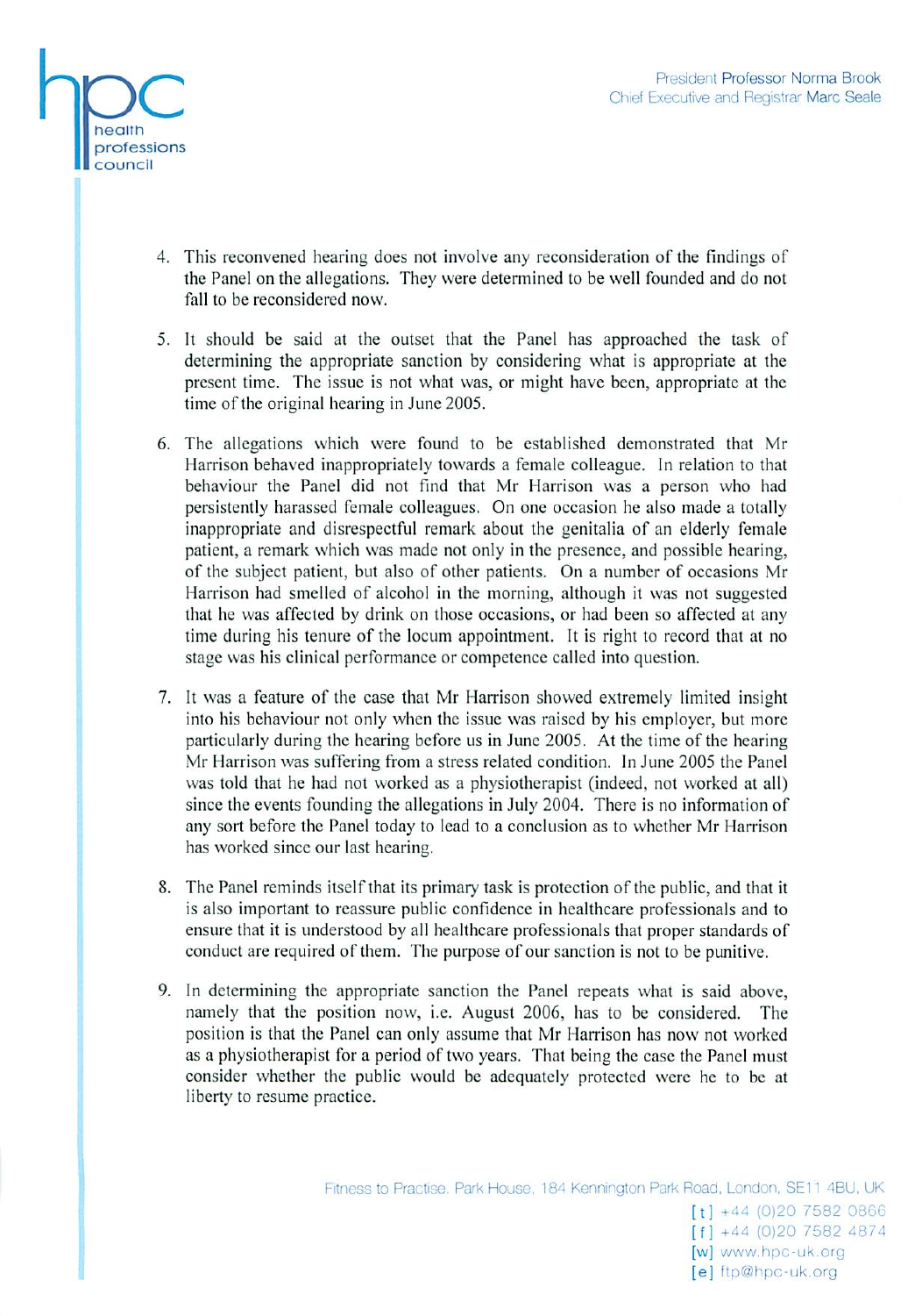4. This reconvened hearing does not involve any reconsideration of the findings of the Panel on the allegations. They were determined to be well founded and do not fall to be reconsidered now.

5. It should be said at the outset that the Panel has approached the task of determining the appropriate sanction by considering what is appropriate at the present time. The issue is not what was, or might have been, appropriate at the time of the original hearing in June 2005.

6. The allegations which were found to be established demonstrated that Mr Harrison behaved inappropriately towards a female colleague. In relation to that behaviour the Panel did not find that Mr Harrison was a person who had persistently harassed female colleagues. On one occasion he also made a totally inappropriate and disrespectful remark about the genitalia of an elderly female patient, a remark which was made not only in the presence, and possible hearing, of the subject patient, but also of other patients. On a number of occasions Mr Harrison had smelled of alcohol in the morning, although it was not suggested that he was affected by drink on those occasions, or had been so affected at any time during his tenure of the locum appointment. It is right to record that at no stage was his clinical performance or competence called into question.

7. It was a feature of the case that Mr Harrison showed extremely limited insight into his behaviour not only when the issue was raised by his employer, but more particularly during the hearing before us in June 2005. At the time of the hearing Mr Harrison was suffering from a stress related condition. In June 2005 the Panel was told that he had not worked as a physiotherapist (indeed, not worked at all) since the events founding the allegations in July 2004. There is no information of any sort before the Panel today to lead to a conclusion as to whether Mr Harrison has worked since our last hearing.

8. The Panel reminds itself that its primary task is protection of the public, and that it is also important to reassure public confidence in healthcare professionals and to ensure that it is understood by all healthcare professionals that proper standards of conduct are required of them. The purpose of our sanction is not to be punitive.

9. In determining the appropriate sanction the Panel repeats what is said above, namely that the position now, i.e. August 2006, has to be considered. The position is that the Panel can only assume that Mr Harrison has now not worked as a physiotherapist for a period of two years. That being the case the Panel must consider whether the public would be adequately protected were he to be at liberty to resume practice.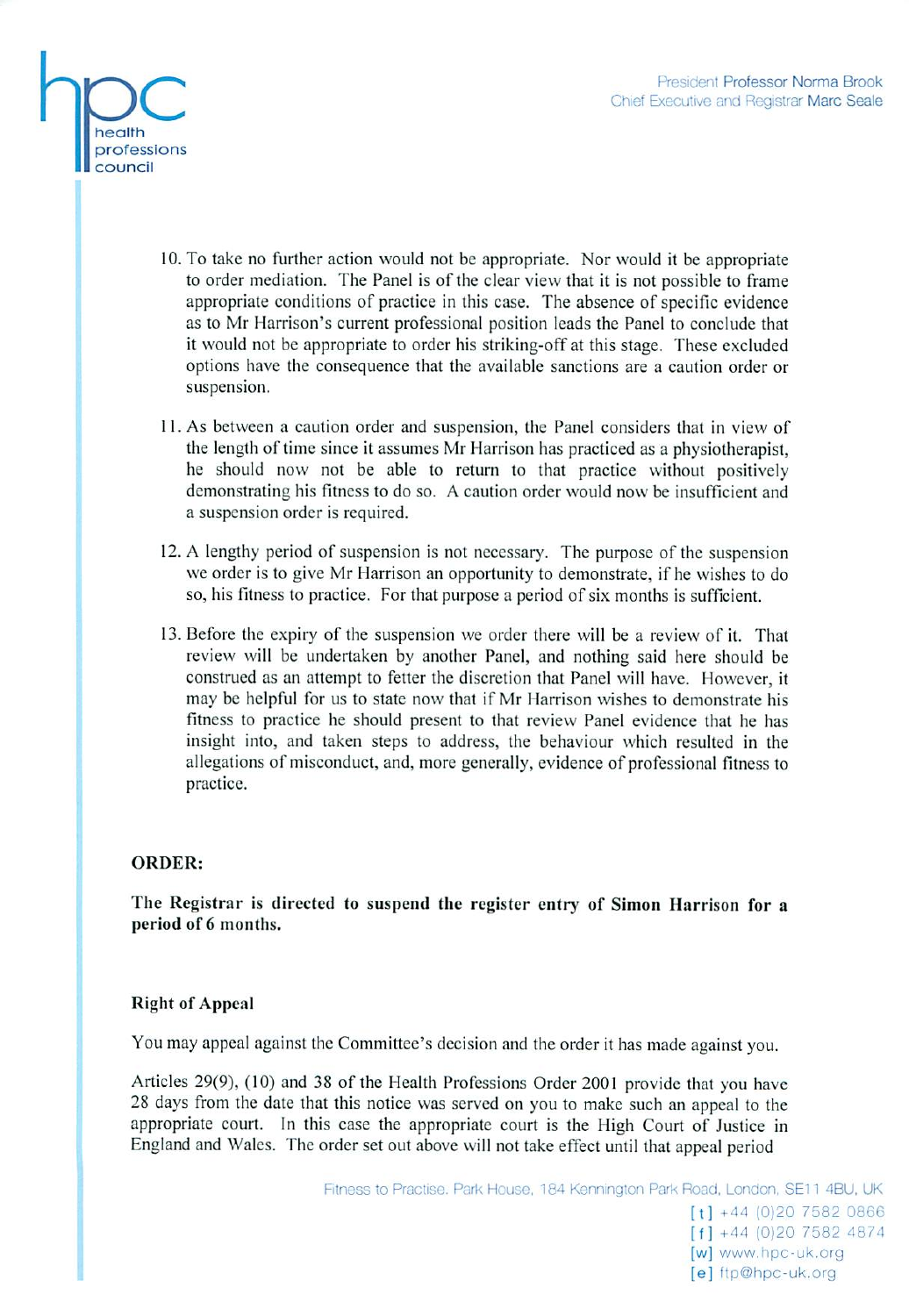10. To take no further action would not be appropriate. Nor would it be appropriate to order mediation. The Panel is of the clear view that it is not possible to frame appropriate conditions of practice in this case. The absence of specific evidence as to Mr Harrison's current professional position leads the Panel to conclude that it would not be appropriate to order his striking-off at this stage. These excluded options have the consequence that the available sanctions are a caution order or suspension.

11. As between a caution order and suspension, the Panel considers that in view of the length of time since it assumes Mr Harrison has practiced as a physiotherapist, he should now not be able to return to that practice without positively demonstrating his fitness to do so. A caution order would now be insufficient and a suspension order is required.

12. A lengthy period of suspension is not necessary. The purpose of the suspension we order is to give Mr Harrison an opportunity to demonstrate, if he wishes to do so, his fitness to practice. For that purpose a period of six months is sufficient.

13. Before the expiry of the suspension we order there will be a review of it. That review will be undertaken by another Panel, and nothing said here should be construed as an attempt to fetter the discretion that Panel will have. However, it may be helpful for us to state now that if Mr Harrison wishes to demonstrate his fitness to practice he should present to that review Panel evidence that he has insight into, and taken steps to address, the behaviour which resulted in the allegations of misconduct, and, more generally, evidence of professional fitness to practice.

**ORDER:**

**The Registrar is directed to suspend the register entry of Simon Harrison for a period of 6 months.**

**Right of Appeal**

You may appeal against the Committee's decision and the order it has made against you.

Articles 29(9), (10) and 38 of the Health Professions Order 2001 provide that you have 28 days from the date that this notice was served on you to make such an appeal to the appropriate court. In this case the appropriate court is the High Court of Justice in England and Wales. The order set out above will not take effect until that appeal period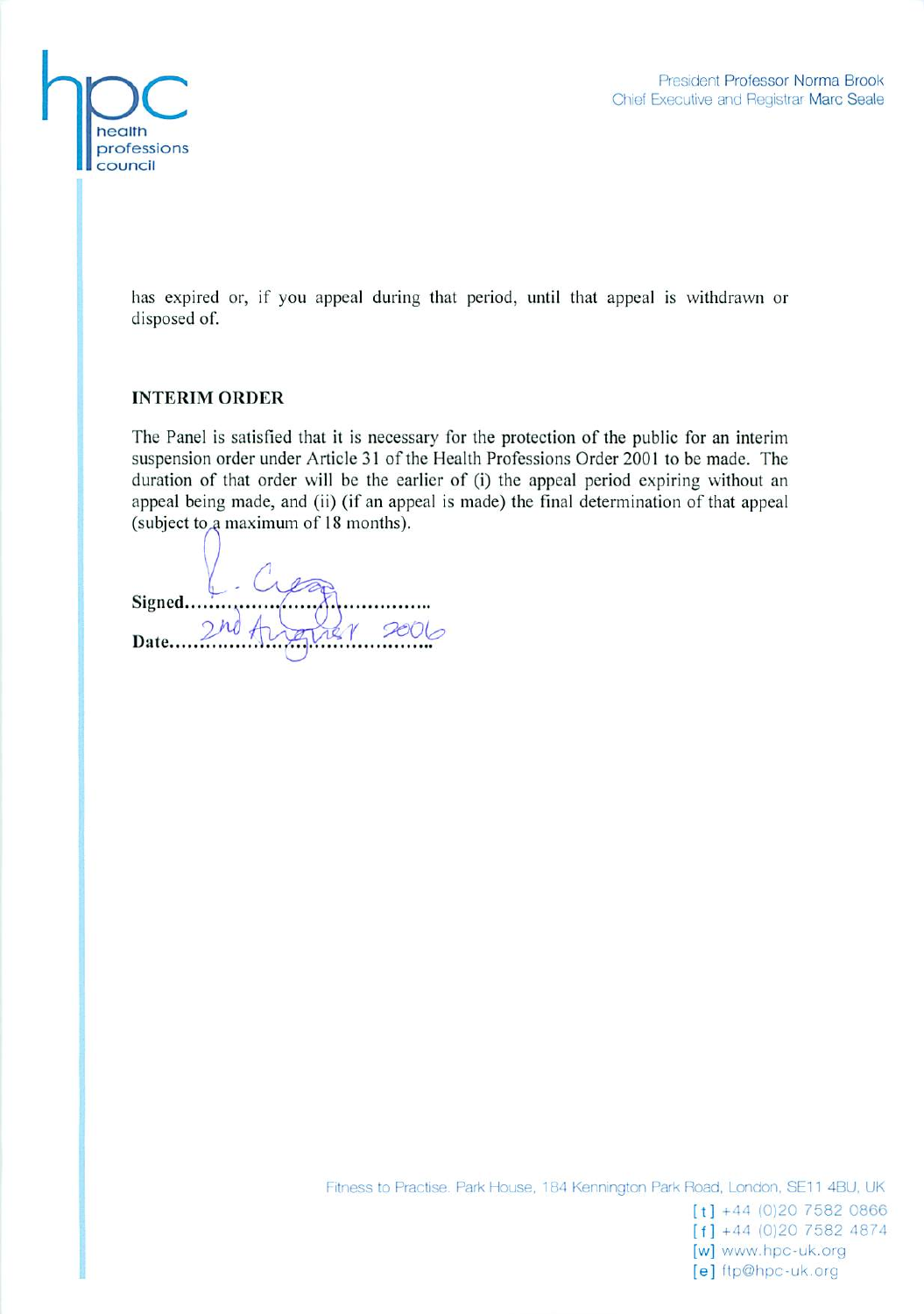has expired or, if you appeal during that period, until that appeal is withdrawn or disposed of.

**INTERIM ORDER**

The Panel is satisfied that it is necessary for the protection of the public for an interim suspension order under Article 31 of the Health Professions Order 2001 to be made. The duration of that order will be the earlier of (i) the appeal period expiring without an appeal being made, and (ii) (if an appeal is made) the final determination of that appeal (subject to a maximum of 18 months).

**Signed**..........L. Crea..........

**Date**..........2nd August 2006..........